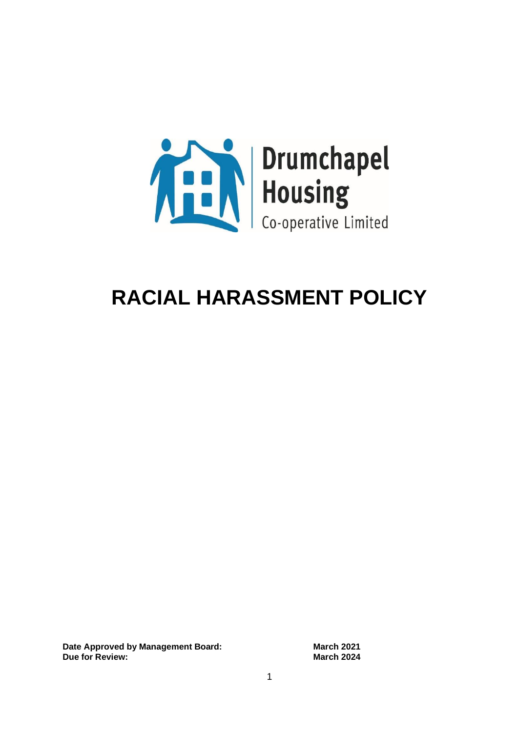Drumchapel Housing Co-operative Limited

# RACIAL HARASSMENT POLICY

| | |
|---|---|
| **Date Approved by Management Board:** | **March 2021** |
| **Due for Review:** | **March 2024** |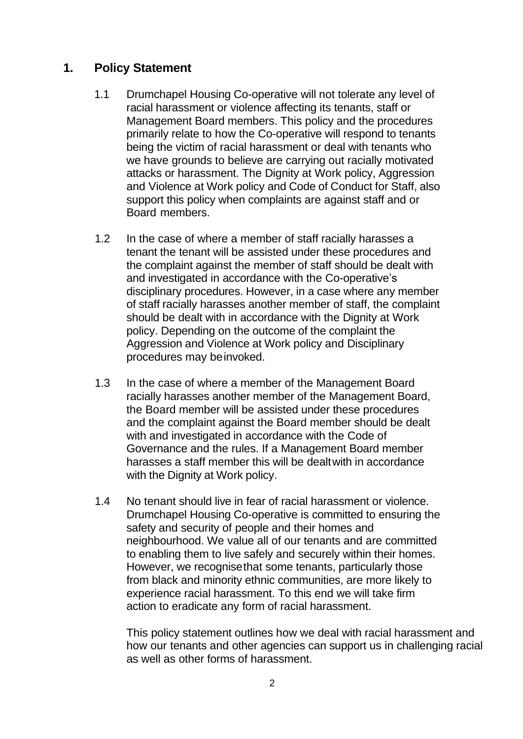## 1. Policy Statement

1.1 Drumchapel Housing Co-operative will not tolerate any level of racial harassment or violence affecting its tenants, staff or Management Board members. This policy and the procedures primarily relate to how the Co-operative will respond to tenants being the victim of racial harassment or deal with tenants who we have grounds to believe are carrying out racially motivated attacks or harassment. The Dignity at Work policy, Aggression and Violence at Work policy and Code of Conduct for Staff, also support this policy when complaints are against staff and or Board members.

1.2 In the case of where a member of staff racially harasses a tenant the tenant will be assisted under these procedures and the complaint against the member of staff should be dealt with and investigated in accordance with the Co-operative's disciplinary procedures. However, in a case where any member of staff racially harasses another member of staff, the complaint should be dealt with in accordance with the Dignity at Work policy. Depending on the outcome of the complaint the Aggression and Violence at Work policy and Disciplinary procedures may beinvoked.

1.3 In the case of where a member of the Management Board racially harasses another member of the Management Board, the Board member will be assisted under these procedures and the complaint against the Board member should be dealt with and investigated in accordance with the Code of Governance and the rules. If a Management Board member harasses a staff member this will be dealtwith in accordance with the Dignity at Work policy.

1.4 No tenant should live in fear of racial harassment or violence. Drumchapel Housing Co-operative is committed to ensuring the safety and security of people and their homes and neighbourhood. We value all of our tenants and are committed to enabling them to live safely and securely within their homes. However, we recognisethat some tenants, particularly those from black and minority ethnic communities, are more likely to experience racial harassment. To this end we will take firm action to eradicate any form of racial harassment.

This policy statement outlines how we deal with racial harassment and how our tenants and other agencies can support us in challenging racial as well as other forms of harassment.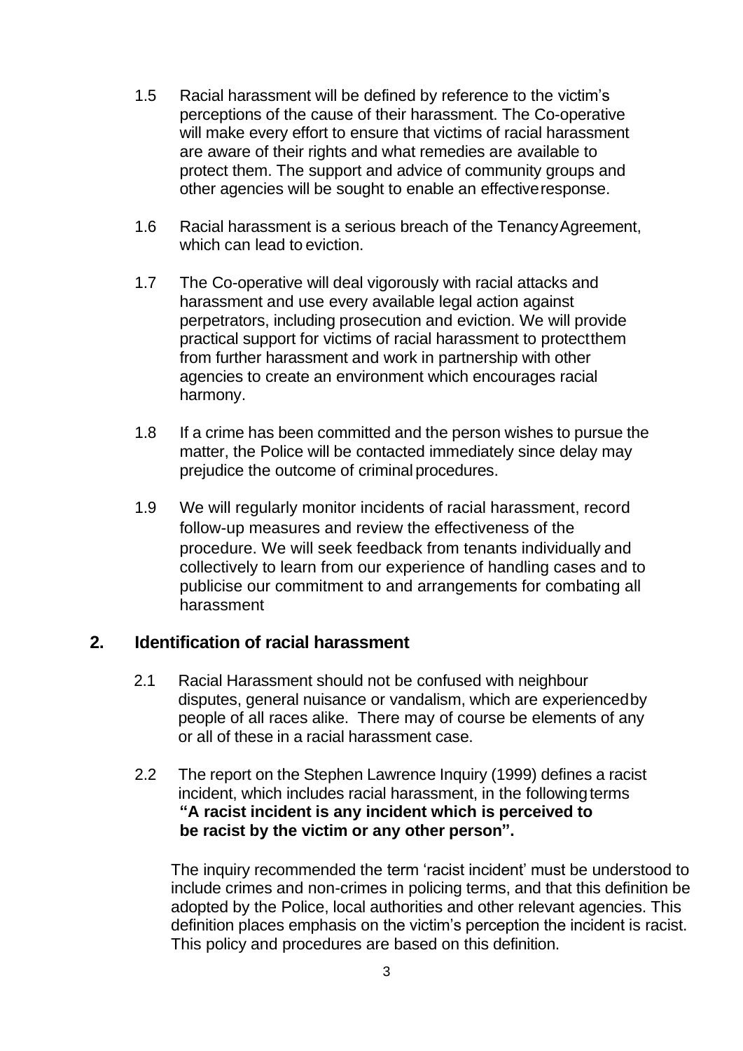1.5 Racial harassment will be defined by reference to the victim's perceptions of the cause of their harassment. The Co-operative will make every effort to ensure that victims of racial harassment are aware of their rights and what remedies are available to protect them. The support and advice of community groups and other agencies will be sought to enable an effective response.

1.6 Racial harassment is a serious breach of the Tenancy Agreement, which can lead to eviction.

1.7 The Co-operative will deal vigorously with racial attacks and harassment and use every available legal action against perpetrators, including prosecution and eviction. We will provide practical support for victims of racial harassment to protect them from further harassment and work in partnership with other agencies to create an environment which encourages racial harmony.

1.8 If a crime has been committed and the person wishes to pursue the matter, the Police will be contacted immediately since delay may prejudice the outcome of criminal procedures.

1.9 We will regularly monitor incidents of racial harassment, record follow-up measures and review the effectiveness of the procedure. We will seek feedback from tenants individually and collectively to learn from our experience of handling cases and to publicise our commitment to and arrangements for combating all harassment

## 2. Identification of racial harassment

2.1 Racial Harassment should not be confused with neighbour disputes, general nuisance or vandalism, which are experienced by people of all races alike. There may of course be elements of any or all of these in a racial harassment case.

2.2 The report on the Stephen Lawrence Inquiry (1999) defines a racist incident, which includes racial harassment, in the following terms **"A racist incident is any incident which is perceived to be racist by the victim or any other person".**

The inquiry recommended the term 'racist incident' must be understood to include crimes and non-crimes in policing terms, and that this definition be adopted by the Police, local authorities and other relevant agencies. This definition places emphasis on the victim's perception the incident is racist. This policy and procedures are based on this definition.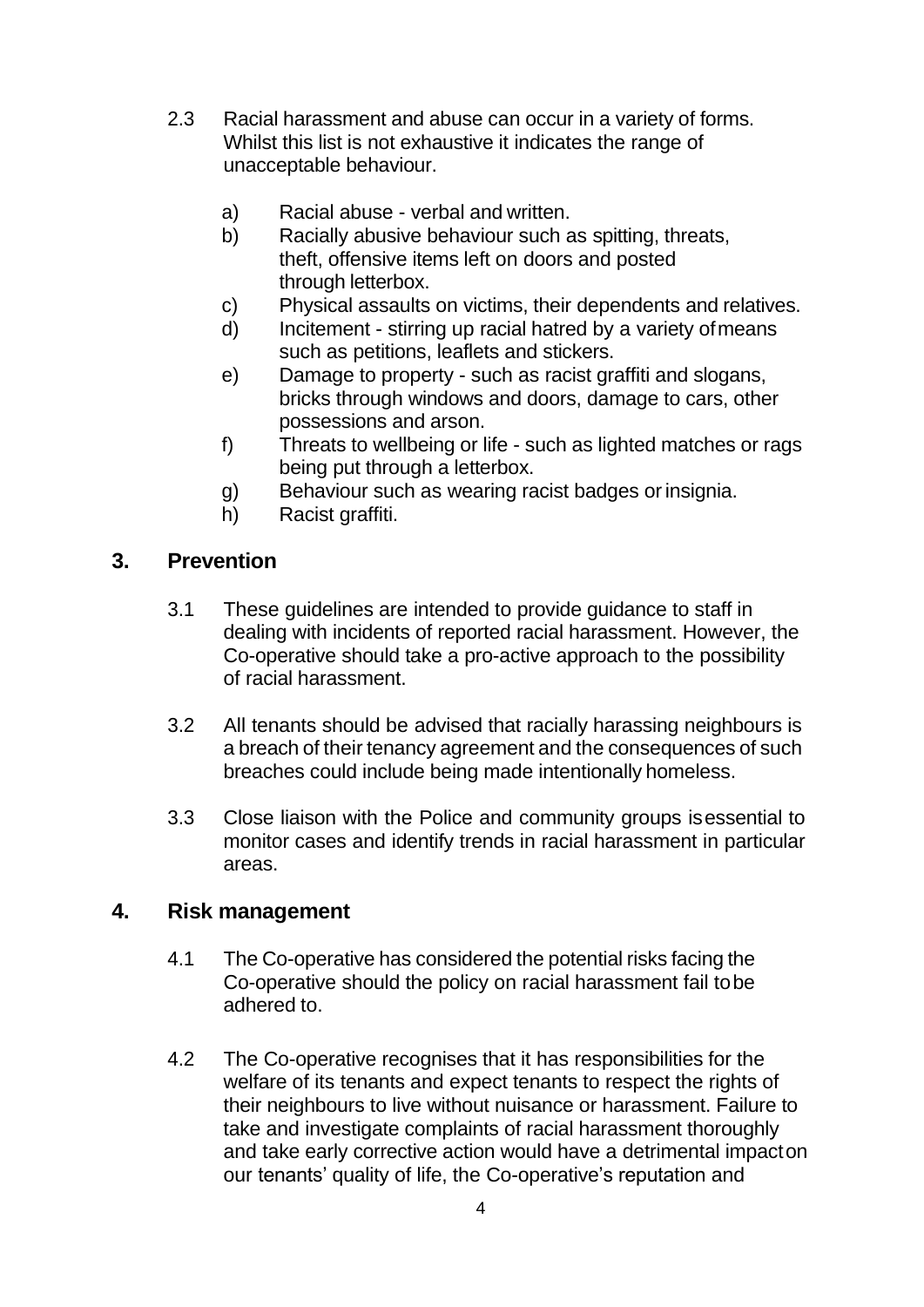2.3 Racial harassment and abuse can occur in a variety of forms. Whilst this list is not exhaustive it indicates the range of unacceptable behaviour.

  a) Racial abuse - verbal and written.
  b) Racially abusive behaviour such as spitting, threats, theft, offensive items left on doors and posted through letterbox.
  c) Physical assaults on victims, their dependents and relatives.
  d) Incitement - stirring up racial hatred by a variety of means such as petitions, leaflets and stickers.
  e) Damage to property - such as racist graffiti and slogans, bricks through windows and doors, damage to cars, other possessions and arson.
  f) Threats to wellbeing or life - such as lighted matches or rags being put through a letterbox.
  g) Behaviour such as wearing racist badges or insignia.
  h) Racist graffiti.

## 3. Prevention

3.1 These guidelines are intended to provide guidance to staff in dealing with incidents of reported racial harassment. However, the Co-operative should take a pro-active approach to the possibility of racial harassment.

3.2 All tenants should be advised that racially harassing neighbours is a breach of their tenancy agreement and the consequences of such breaches could include being made intentionally homeless.

3.3 Close liaison with the Police and community groups is essential to monitor cases and identify trends in racial harassment in particular areas.

## 4. Risk management

4.1 The Co-operative has considered the potential risks facing the Co-operative should the policy on racial harassment fail to be adhered to.

4.2 The Co-operative recognises that it has responsibilities for the welfare of its tenants and expect tenants to respect the rights of their neighbours to live without nuisance or harassment. Failure to take and investigate complaints of racial harassment thoroughly and take early corrective action would have a detrimental impact on our tenants' quality of life, the Co-operative's reputation and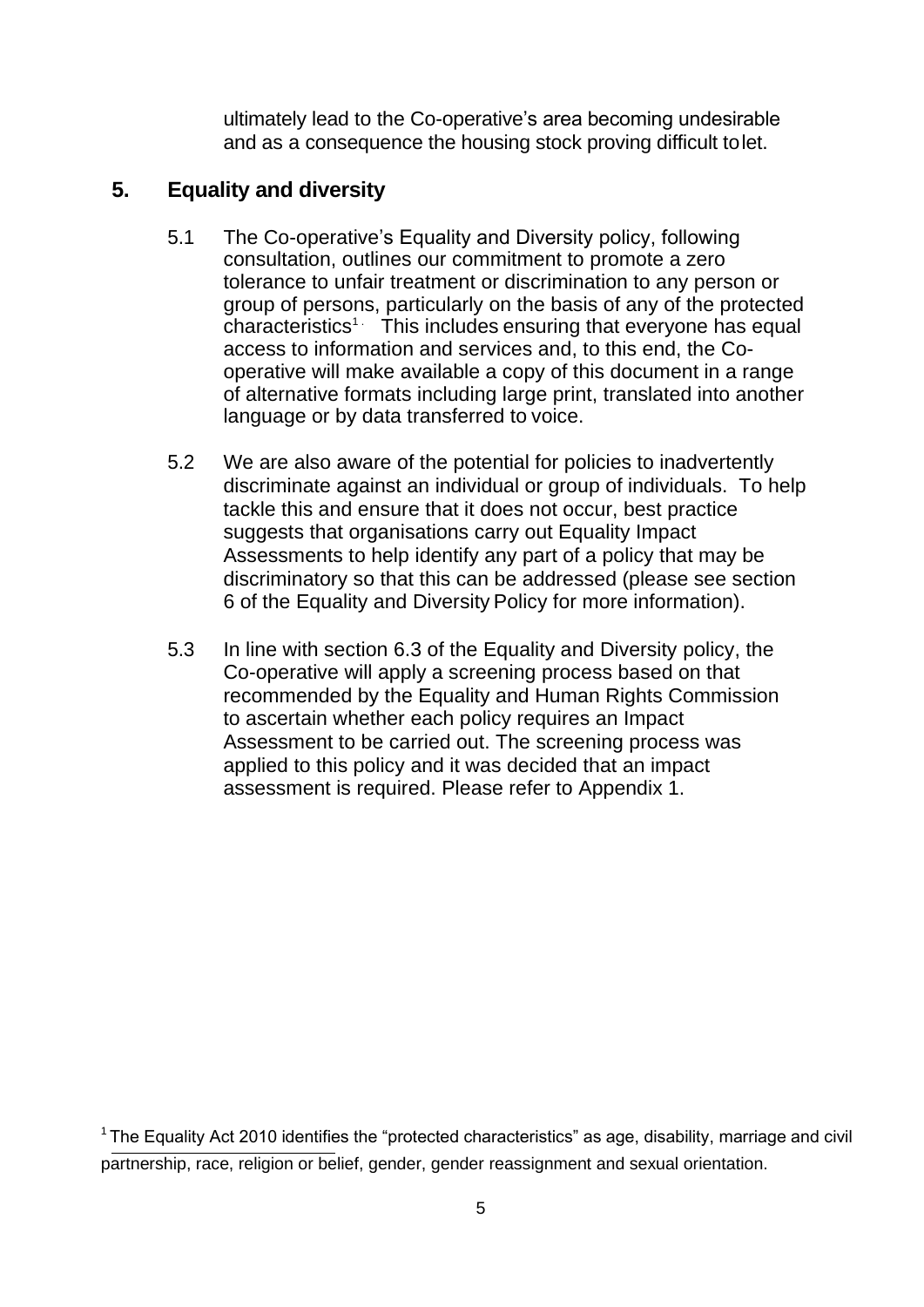ultimately lead to the Co-operative's area becoming undesirable and as a consequence the housing stock proving difficult to let.

## 5. Equality and diversity

5.1 The Co-operative's Equality and Diversity policy, following consultation, outlines our commitment to promote a zero tolerance to unfair treatment or discrimination to any person or group of persons, particularly on the basis of any of the protected characteristics[1]. This includes ensuring that everyone has equal access to information and services and, to this end, the Co-operative will make available a copy of this document in a range of alternative formats including large print, translated into another language or by data transferred to voice.

5.2 We are also aware of the potential for policies to inadvertently discriminate against an individual or group of individuals. To help tackle this and ensure that it does not occur, best practice suggests that organisations carry out Equality Impact Assessments to help identify any part of a policy that may be discriminatory so that this can be addressed (please see section 6 of the Equality and Diversity Policy for more information).

5.3 In line with section 6.3 of the Equality and Diversity policy, the Co-operative will apply a screening process based on that recommended by the Equality and Human Rights Commission to ascertain whether each policy requires an Impact Assessment to be carried out. The screening process was applied to this policy and it was decided that an impact assessment is required. Please refer to Appendix 1.

---

[1] The Equality Act 2010 identifies the "protected characteristics" as age, disability, marriage and civil partnership, race, religion or belief, gender, gender reassignment and sexual orientation.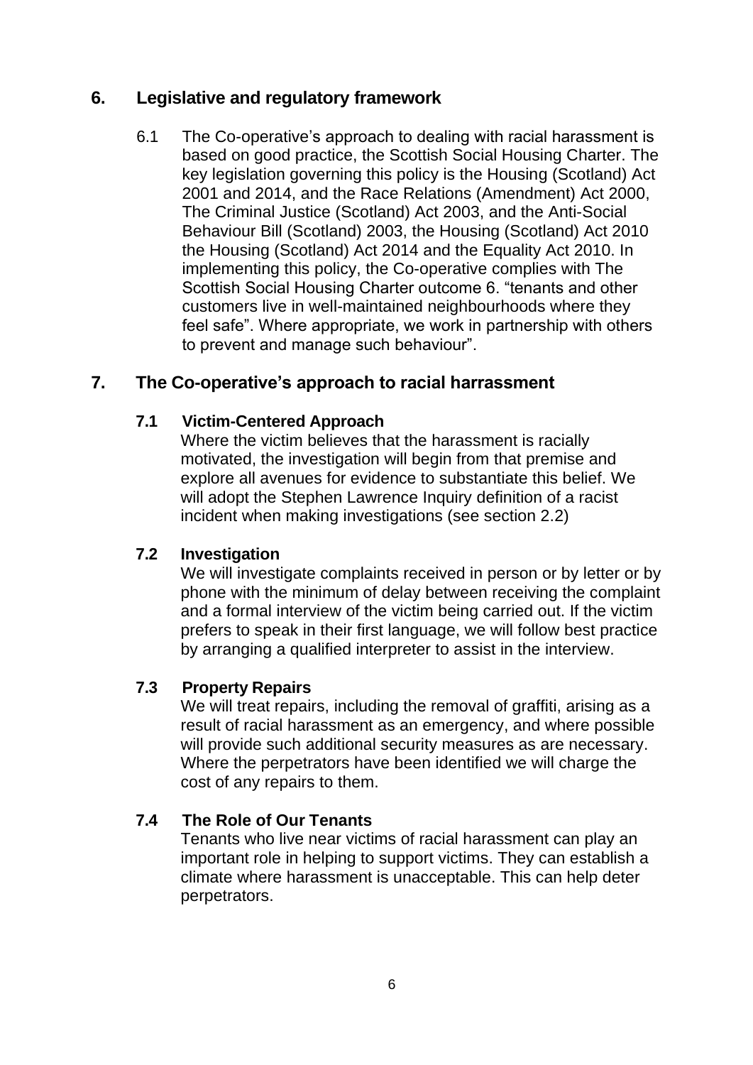## 6. Legislative and regulatory framework

6.1 The Co-operative's approach to dealing with racial harassment is based on good practice, the Scottish Social Housing Charter. The key legislation governing this policy is the Housing (Scotland) Act 2001 and 2014, and the Race Relations (Amendment) Act 2000, The Criminal Justice (Scotland) Act 2003, and the Anti-Social Behaviour Bill (Scotland) 2003, the Housing (Scotland) Act 2010 the Housing (Scotland) Act 2014 and the Equality Act 2010. In implementing this policy, the Co-operative complies with The Scottish Social Housing Charter outcome 6. "tenants and other customers live in well-maintained neighbourhoods where they feel safe". Where appropriate, we work in partnership with others to prevent and manage such behaviour".

## 7. The Co-operative's approach to racial harrassment

### 7.1 Victim-Centered Approach

Where the victim believes that the harassment is racially motivated, the investigation will begin from that premise and explore all avenues for evidence to substantiate this belief. We will adopt the Stephen Lawrence Inquiry definition of a racist incident when making investigations (see section 2.2)

### 7.2 Investigation

We will investigate complaints received in person or by letter or by phone with the minimum of delay between receiving the complaint and a formal interview of the victim being carried out. If the victim prefers to speak in their first language, we will follow best practice by arranging a qualified interpreter to assist in the interview.

### 7.3 Property Repairs

We will treat repairs, including the removal of graffiti, arising as a result of racial harassment as an emergency, and where possible will provide such additional security measures as are necessary. Where the perpetrators have been identified we will charge the cost of any repairs to them.

### 7.4 The Role of Our Tenants

Tenants who live near victims of racial harassment can play an important role in helping to support victims. They can establish a climate where harassment is unacceptable. This can help deter perpetrators.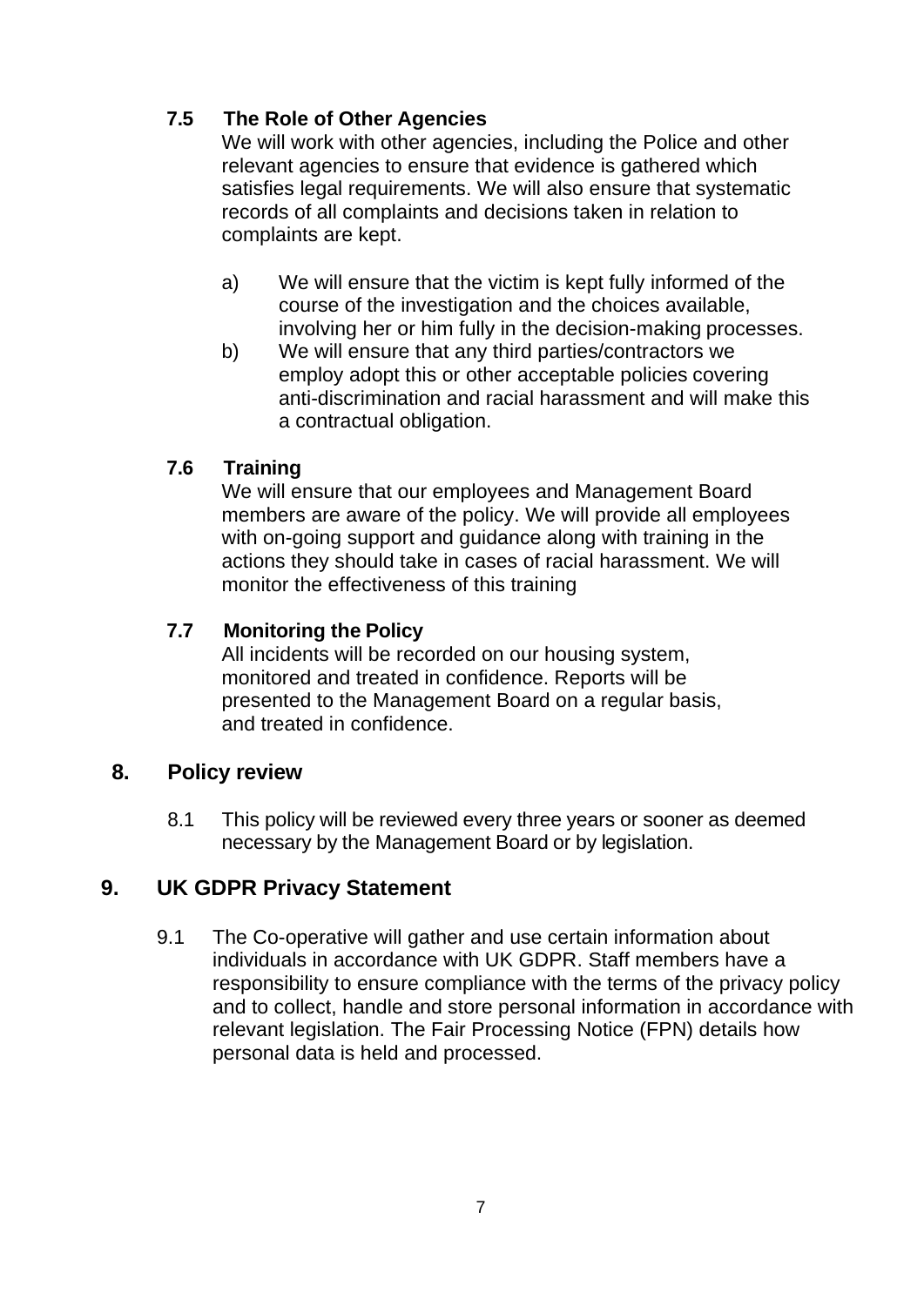### 7.5 The Role of Other Agencies

We will work with other agencies, including the Police and other relevant agencies to ensure that evidence is gathered which satisfies legal requirements. We will also ensure that systematic records of all complaints and decisions taken in relation to complaints are kept.

a) We will ensure that the victim is kept fully informed of the course of the investigation and the choices available, involving her or him fully in the decision-making processes.

b) We will ensure that any third parties/contractors we employ adopt this or other acceptable policies covering anti-discrimination and racial harassment and will make this a contractual obligation.

### 7.6 Training

We will ensure that our employees and Management Board members are aware of the policy. We will provide all employees with on-going support and guidance along with training in the actions they should take in cases of racial harassment. We will monitor the effectiveness of this training

### 7.7 Monitoring the Policy

All incidents will be recorded on our housing system, monitored and treated in confidence. Reports will be presented to the Management Board on a regular basis, and treated in confidence.

## 8. Policy review

8.1 This policy will be reviewed every three years or sooner as deemed necessary by the Management Board or by legislation.

## 9. UK GDPR Privacy Statement

9.1 The Co-operative will gather and use certain information about individuals in accordance with UK GDPR. Staff members have a responsibility to ensure compliance with the terms of the privacy policy and to collect, handle and store personal information in accordance with relevant legislation. The Fair Processing Notice (FPN) details how personal data is held and processed.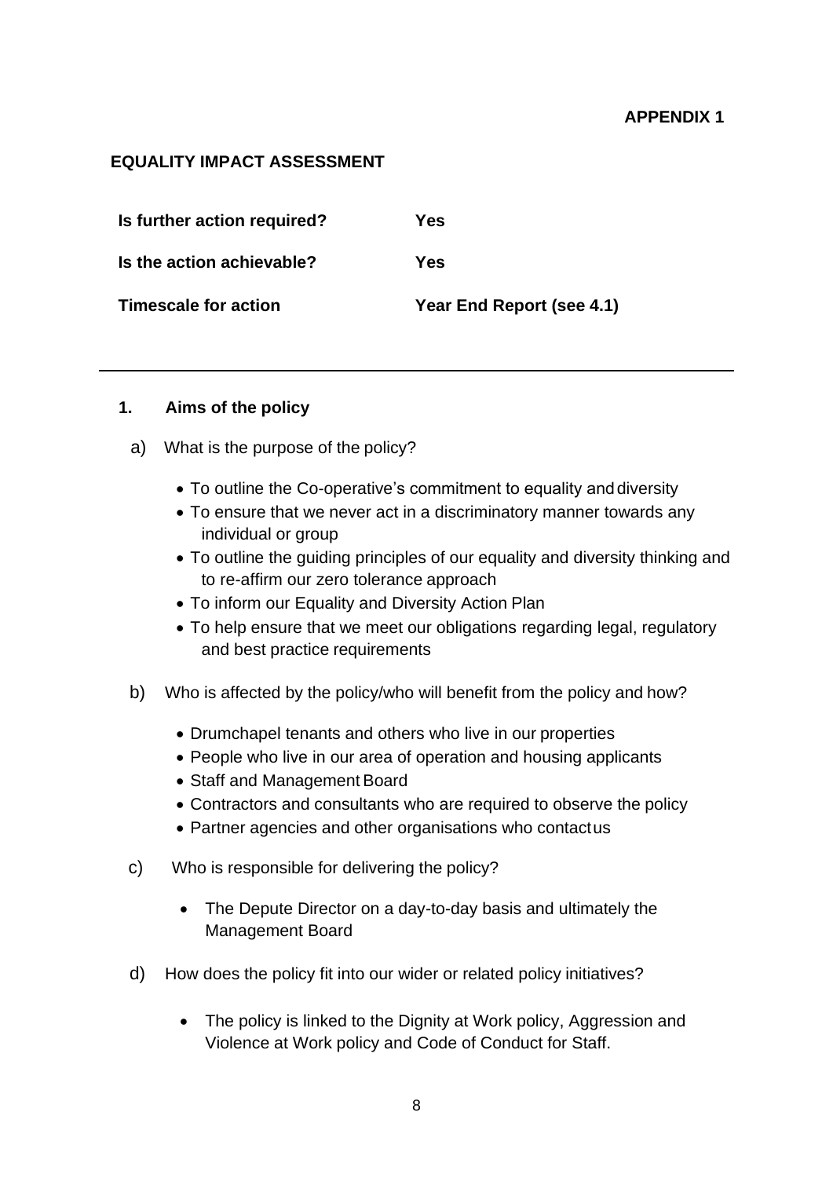**APPENDIX 1**

## EQUALITY IMPACT ASSESSMENT

| | |
|---|---|
| **Is further action required?** | **Yes** |
| **Is the action achievable?** | **Yes** |
| **Timescale for action** | **Year End Report (see 4.1)** |

---

### 1. Aims of the policy

a) What is the purpose of the policy?

- To outline the Co-operative's commitment to equality and diversity
- To ensure that we never act in a discriminatory manner towards any individual or group
- To outline the guiding principles of our equality and diversity thinking and to re-affirm our zero tolerance approach
- To inform our Equality and Diversity Action Plan
- To help ensure that we meet our obligations regarding legal, regulatory and best practice requirements

b) Who is affected by the policy/who will benefit from the policy and how?

- Drumchapel tenants and others who live in our properties
- People who live in our area of operation and housing applicants
- Staff and Management Board
- Contractors and consultants who are required to observe the policy
- Partner agencies and other organisations who contact us

c) Who is responsible for delivering the policy?

- The Depute Director on a day-to-day basis and ultimately the Management Board

d) How does the policy fit into our wider or related policy initiatives?

- The policy is linked to the Dignity at Work policy, Aggression and Violence at Work policy and Code of Conduct for Staff.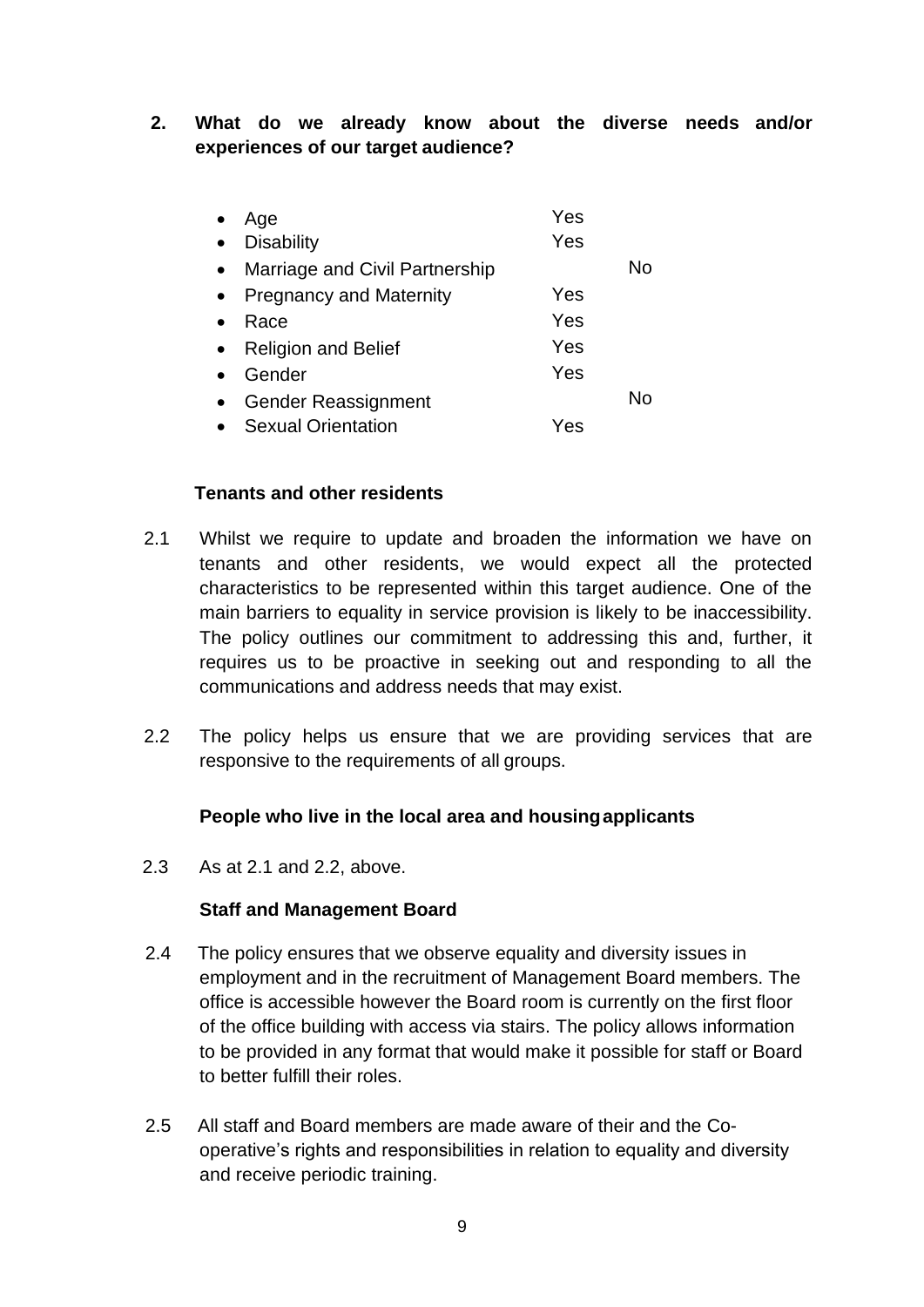## 2. What do we already know about the diverse needs and/or experiences of our target audience?

| | Yes | No |
|---|---|---|
| Age | Yes | |
| Disability | Yes | |
| Marriage and Civil Partnership | | No |
| Pregnancy and Maternity | Yes | |
| Race | Yes | |
| Religion and Belief | Yes | |
| Gender | Yes | |
| Gender Reassignment | | No |
| Sexual Orientation | Yes | |

**Tenants and other residents**

2.1 Whilst we require to update and broaden the information we have on tenants and other residents, we would expect all the protected characteristics to be represented within this target audience. One of the main barriers to equality in service provision is likely to be inaccessibility. The policy outlines our commitment to addressing this and, further, it requires us to be proactive in seeking out and responding to all the communications and address needs that may exist.

2.2 The policy helps us ensure that we are providing services that are responsive to the requirements of all groups.

**People who live in the local area and housing applicants**

2.3 As at 2.1 and 2.2, above.

**Staff and Management Board**

2.4 The policy ensures that we observe equality and diversity issues in employment and in the recruitment of Management Board members. The office is accessible however the Board room is currently on the first floor of the office building with access via stairs. The policy allows information to be provided in any format that would make it possible for staff or Board to better fulfill their roles.

2.5 All staff and Board members are made aware of their and the Co-operative's rights and responsibilities in relation to equality and diversity and receive periodic training.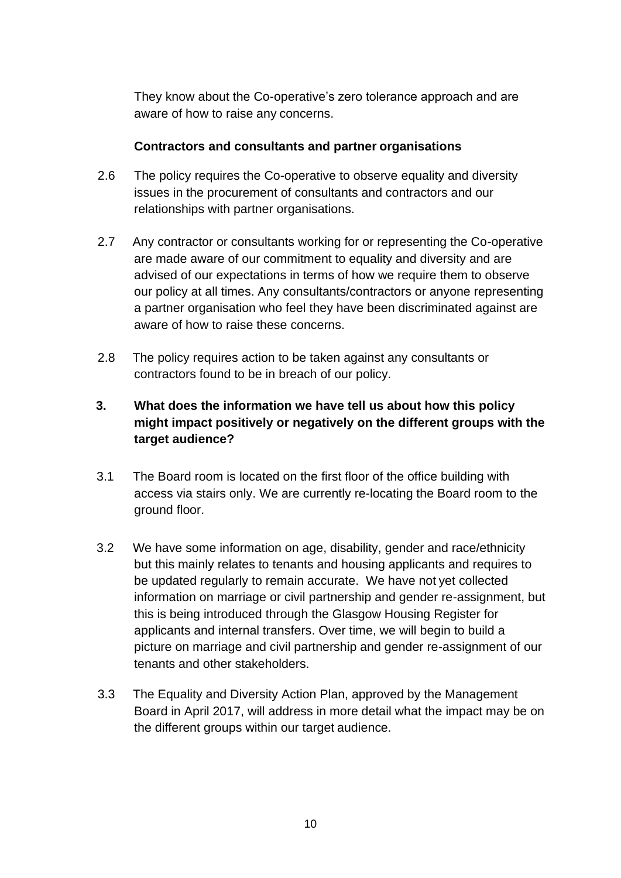They know about the Co-operative's zero tolerance approach and are aware of how to raise any concerns.

**Contractors and consultants and partner organisations**

2.6 The policy requires the Co-operative to observe equality and diversity issues in the procurement of consultants and contractors and our relationships with partner organisations.

2.7 Any contractor or consultants working for or representing the Co-operative are made aware of our commitment to equality and diversity and are advised of our expectations in terms of how we require them to observe our policy at all times. Any consultants/contractors or anyone representing a partner organisation who feel they have been discriminated against are aware of how to raise these concerns.

2.8 The policy requires action to be taken against any consultants or contractors found to be in breach of our policy.

## 3. What does the information we have tell us about how this policy might impact positively or negatively on the different groups with the target audience?

3.1 The Board room is located on the first floor of the office building with access via stairs only. We are currently re-locating the Board room to the ground floor.

3.2 We have some information on age, disability, gender and race/ethnicity but this mainly relates to tenants and housing applicants and requires to be updated regularly to remain accurate. We have not yet collected information on marriage or civil partnership and gender re-assignment, but this is being introduced through the Glasgow Housing Register for applicants and internal transfers. Over time, we will begin to build a picture on marriage and civil partnership and gender re-assignment of our tenants and other stakeholders.

3.3 The Equality and Diversity Action Plan, approved by the Management Board in April 2017, will address in more detail what the impact may be on the different groups within our target audience.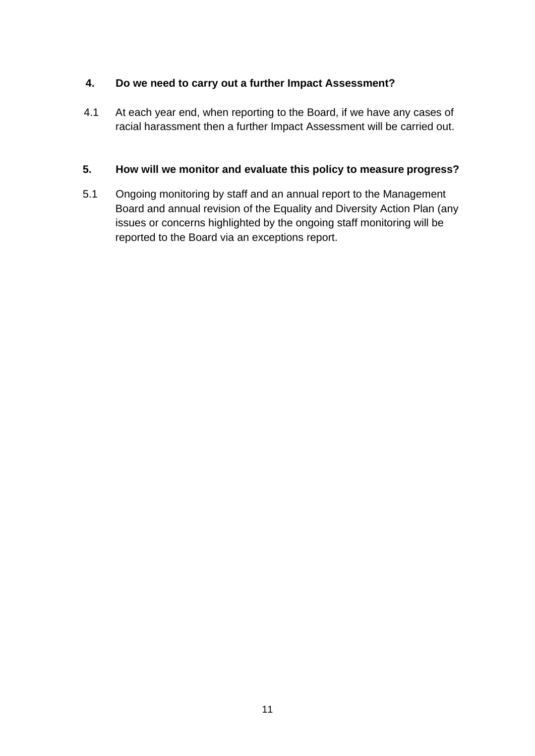## 4. Do we need to carry out a further Impact Assessment?

4.1 At each year end, when reporting to the Board, if we have any cases of racial harassment then a further Impact Assessment will be carried out.

## 5. How will we monitor and evaluate this policy to measure progress?

5.1 Ongoing monitoring by staff and an annual report to the Management Board and annual revision of the Equality and Diversity Action Plan (any issues or concerns highlighted by the ongoing staff monitoring will be reported to the Board via an exceptions report.